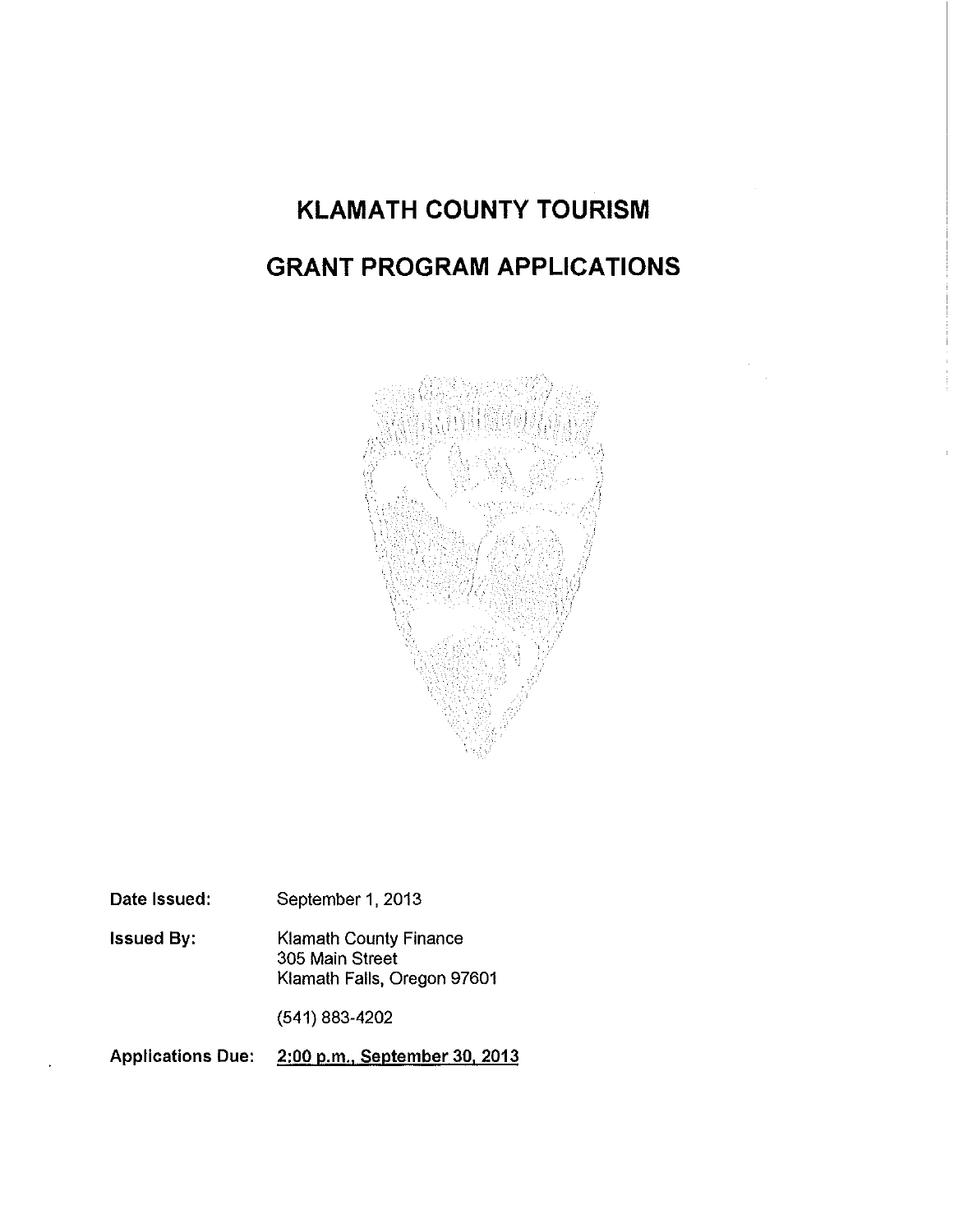# KLAMATH COUNTY TOURISM

# GRANT PROGRAM APPLICATIONS

**Date Issued:** September 1, 2013

**Issued By:** Klamath County Finance
305 Main Street
Klamath Falls, Oregon 97601

(541) 883-4202

**Applications Due:** **2:00 p.m., September 30, 2013**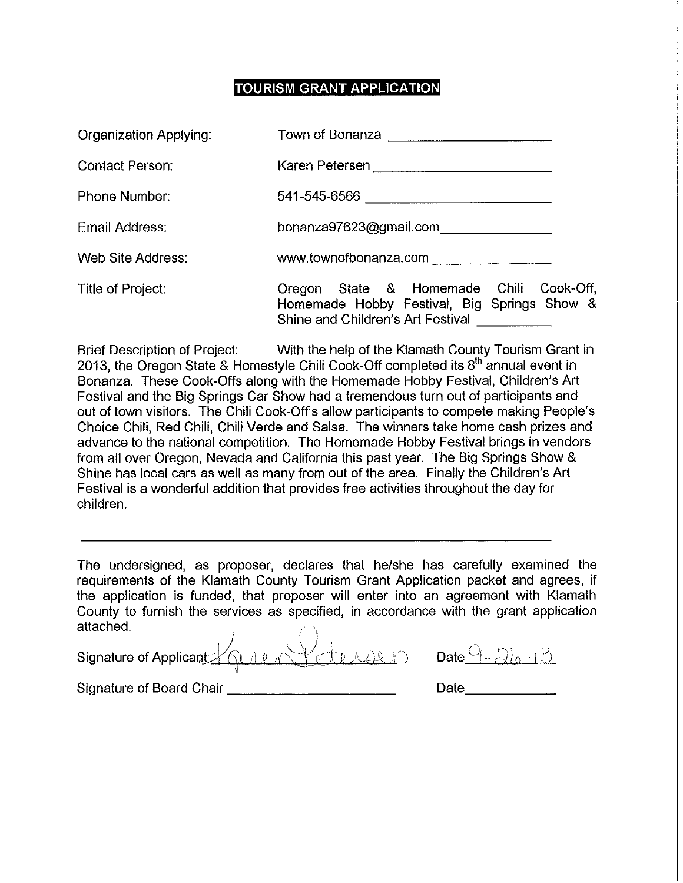# TOURISM GRANT APPLICATION

Organization Applying: Town of Bonanza

Contact Person: Karen Petersen

Phone Number: 541-545-6566

Email Address: bonanza97623@gmail.com

Web Site Address: www.townofbonanza.com

Title of Project: Oregon State & Homemade Chili Cook-Off, Homemade Hobby Festival, Big Springs Show & Shine and Children's Art Festival

Brief Description of Project: With the help of the Klamath County Tourism Grant in 2013, the Oregon State & Homestyle Chili Cook-Off completed its 8th annual event in Bonanza. These Cook-Offs along with the Homemade Hobby Festival, Children's Art Festival and the Big Springs Car Show had a tremendous turn out of participants and out of town visitors. The Chili Cook-Off's allow participants to compete making People's Choice Chili, Red Chili, Chili Verde and Salsa. The winners take home cash prizes and advance to the national competition. The Homemade Hobby Festival brings in vendors from all over Oregon, Nevada and California this past year. The Big Springs Show & Shine has local cars as well as many from out of the area. Finally the Children's Art Festival is a wonderful addition that provides free activities throughout the day for children.

---

The undersigned, as proposer, declares that he/she has carefully examined the requirements of the Klamath County Tourism Grant Application packet and agrees, if the application is funded, that proposer will enter into an agreement with Klamath County to furnish the services as specified, in accordance with the grant application attached.

Signature of Applicant: Karen Petersen Date: 9-26-13

Signature of Board Chair: ______________________ Date: ____________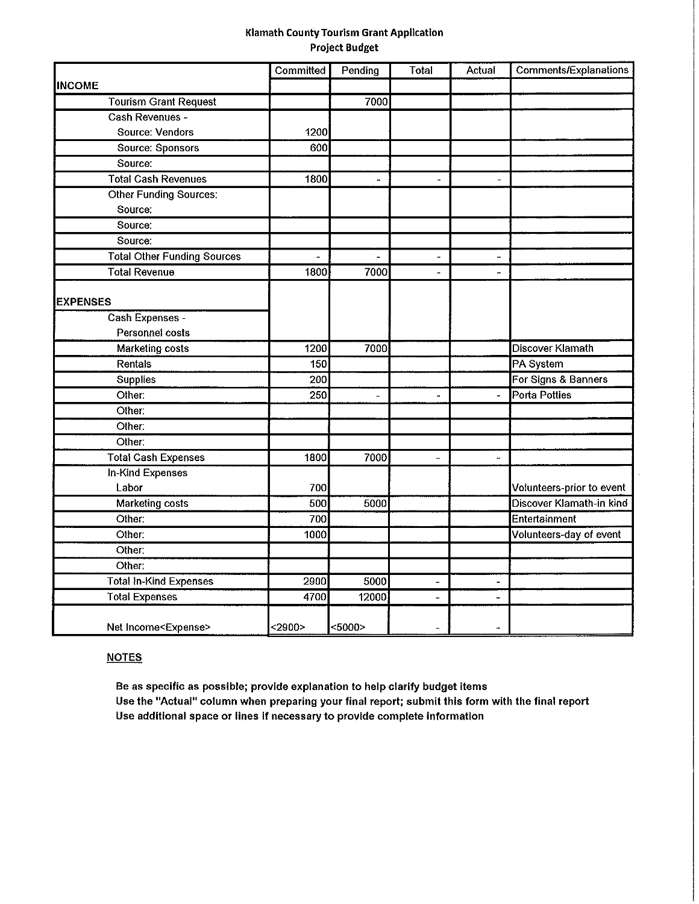# Klamath County Tourism Grant Application
## Project Budget

| | Committed | Pending | Total | Actual | Comments/Explanations |
|---|---|---|---|---|---|
| **INCOME** | | | | | |
| Tourism Grant Request | | 7000 | | | |
| Cash Revenues - | | | | | |
| Source: Vendors | 1200 | | | | |
| Source: Sponsors | 600 | | | | |
| Source: | | | | | |
| Total Cash Revenues | 1800 | - | - | - | |
| Other Funding Sources: | | | | | |
| Source: | | | | | |
| Source: | | | | | |
| Source: | | | | | |
| Total Other Funding Sources | - | - | - | - | |
| Total Revenue | 1800 | 7000 | - | - | |
| **EXPENSES** | | | | | |
| Cash Expenses - | | | | | |
| Personnel costs | | | | | |
| Marketing costs | 1200 | 7000 | | | Discover Klamath |
| Rentals | 150 | | | | PA System |
| Supplies | 200 | | | | For Signs & Banners |
| Other: | 250 | - | - | - | Porta Potties |
| Other: | | | | | |
| Other: | | | | | |
| Other: | | | | | |
| Total Cash Expenses | 1800 | 7000 | - | - | |
| In-Kind Expenses | | | | | |
| Labor | 700 | | | | Volunteers-prior to event |
| Marketing costs | 500 | 5000 | | | Discover Klamath-in kind |
| Other: | 700 | | | | Entertainment |
| Other: | 1000 | | | | Volunteers-day of event |
| Other: | | | | | |
| Other: | | | | | |
| Total In-Kind Expenses | 2900 | 5000 | - | - | |
| Total Expenses | 4700 | 12000 | - | - | |
| Net Income<Expense> | <2900> | <5000> | - | - | |

**NOTES**

Be as specific as possible; provide explanation to help clarify budget items
Use the "Actual" column when preparing your final report; submit this form with the final report
Use additional space or lines if necessary to provide complete information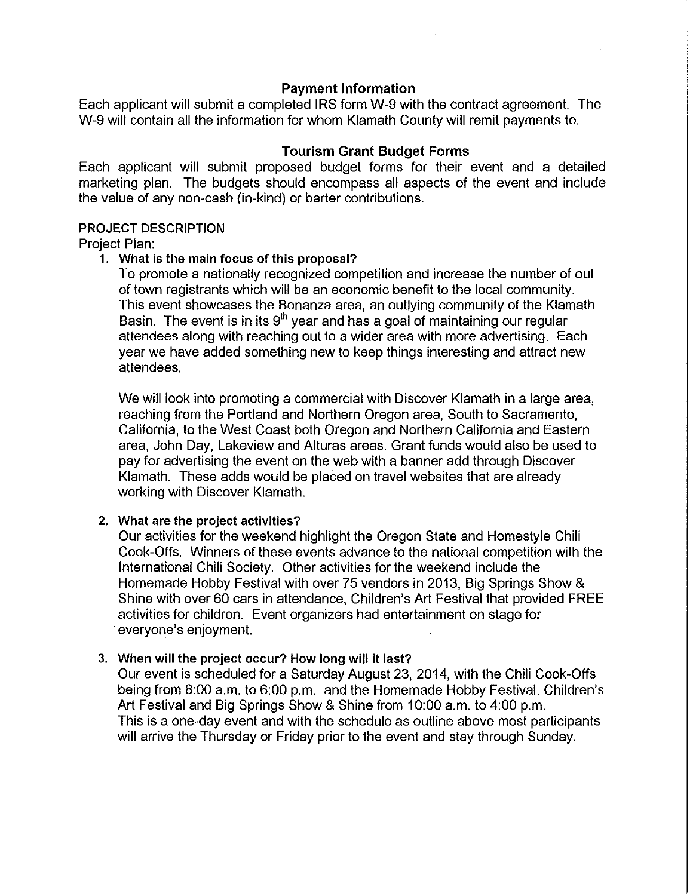## Payment Information

Each applicant will submit a completed IRS form W-9 with the contract agreement. The W-9 will contain all the information for whom Klamath County will remit payments to.

## Tourism Grant Budget Forms

Each applicant will submit proposed budget forms for their event and a detailed marketing plan. The budgets should encompass all aspects of the event and include the value of any non-cash (in-kind) or barter contributions.

PROJECT DESCRIPTION

Project Plan:

1. **What is the main focus of this proposal?**

   To promote a nationally recognized competition and increase the number of out of town registrants which will be an economic benefit to the local community. This event showcases the Bonanza area, an outlying community of the Klamath Basin. The event is in its 9th year and has a goal of maintaining our regular attendees along with reaching out to a wider area with more advertising. Each year we have added something new to keep things interesting and attract new attendees.

   We will look into promoting a commercial with Discover Klamath in a large area, reaching from the Portland and Northern Oregon area, South to Sacramento, California, to the West Coast both Oregon and Northern California and Eastern area, John Day, Lakeview and Alturas areas. Grant funds would also be used to pay for advertising the event on the web with a banner add through Discover Klamath. These adds would be placed on travel websites that are already working with Discover Klamath.

2. **What are the project activities?**

   Our activities for the weekend highlight the Oregon State and Homestyle Chili Cook-Offs. Winners of these events advance to the national competition with the International Chili Society. Other activities for the weekend include the Homemade Hobby Festival with over 75 vendors in 2013, Big Springs Show & Shine with over 60 cars in attendance, Children's Art Festival that provided FREE activities for children. Event organizers had entertainment on stage for everyone's enjoyment.

3. **When will the project occur? How long will it last?**

   Our event is scheduled for a Saturday August 23, 2014, with the Chili Cook-Offs being from 8:00 a.m. to 6:00 p.m., and the Homemade Hobby Festival, Children's Art Festival and Big Springs Show & Shine from 10:00 a.m. to 4:00 p.m. This is a one-day event and with the schedule as outline above most participants will arrive the Thursday or Friday prior to the event and stay through Sunday.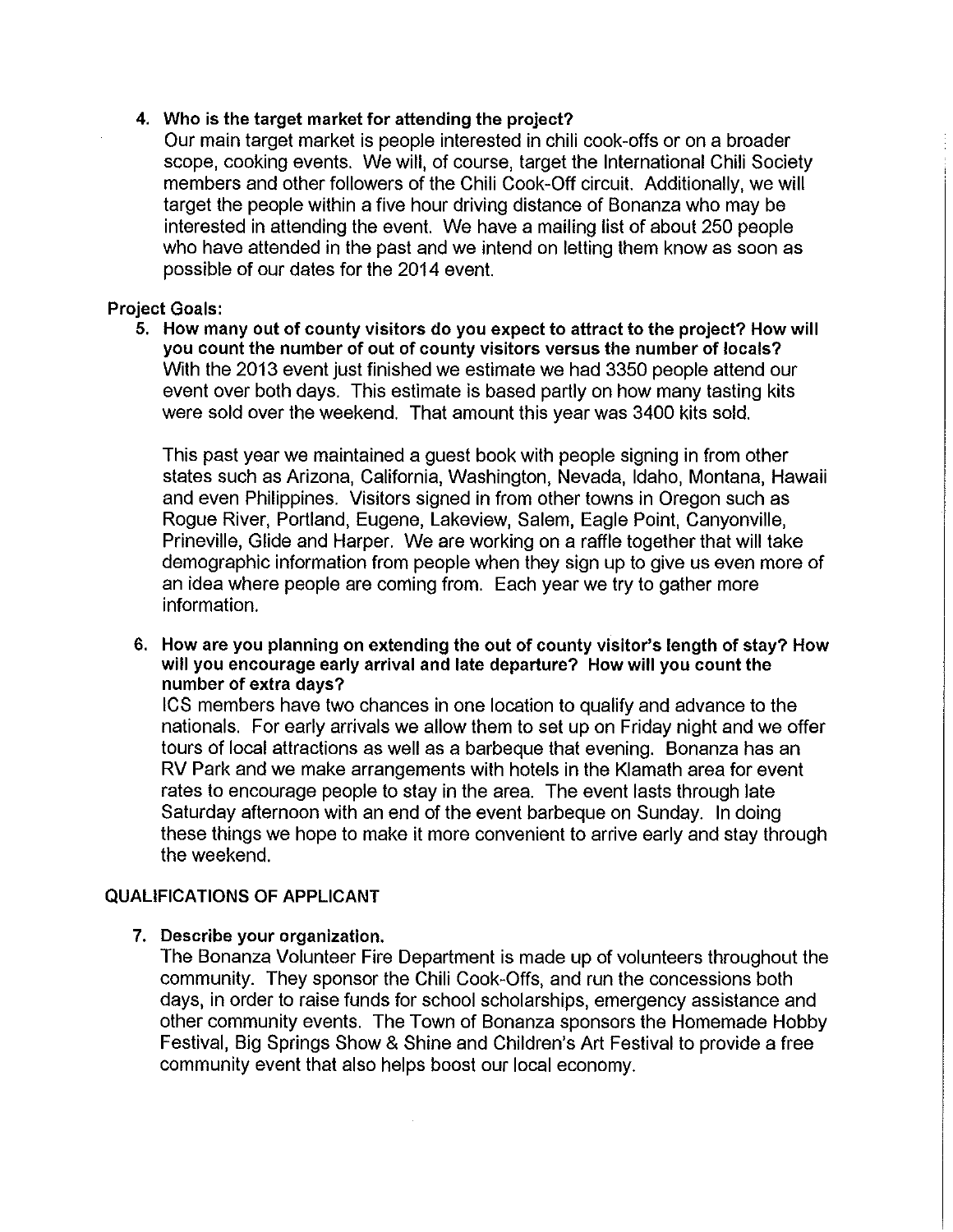4. **Who is the target market for attending the project?**
   Our main target market is people interested in chili cook-offs or on a broader scope, cooking events. We will, of course, target the International Chili Society members and other followers of the Chili Cook-Off circuit. Additionally, we will target the people within a five hour driving distance of Bonanza who may be interested in attending the event. We have a mailing list of about 250 people who have attended in the past and we intend on letting them know as soon as possible of our dates for the 2014 event.

**Project Goals:**

5. **How many out of county visitors do you expect to attract to the project? How will you count the number of out of county visitors versus the number of locals?**
   With the 2013 event just finished we estimate we had 3350 people attend our event over both days. This estimate is based partly on how many tasting kits were sold over the weekend. That amount this year was 3400 kits sold.

   This past year we maintained a guest book with people signing in from other states such as Arizona, California, Washington, Nevada, Idaho, Montana, Hawaii and even Philippines. Visitors signed in from other towns in Oregon such as Rogue River, Portland, Eugene, Lakeview, Salem, Eagle Point, Canyonville, Prineville, Glide and Harper. We are working on a raffle together that will take demographic information from people when they sign up to give us even more of an idea where people are coming from. Each year we try to gather more information.

6. **How are you planning on extending the out of county visitor's length of stay? How will you encourage early arrival and late departure? How will you count the number of extra days?**
   ICS members have two chances in one location to qualify and advance to the nationals. For early arrivals we allow them to set up on Friday night and we offer tours of local attractions as well as a barbeque that evening. Bonanza has an RV Park and we make arrangements with hotels in the Klamath area for event rates to encourage people to stay in the area. The event lasts through late Saturday afternoon with an end of the event barbeque on Sunday. In doing these things we hope to make it more convenient to arrive early and stay through the weekend.

**QUALIFICATIONS OF APPLICANT**

7. **Describe your organization.**
   The Bonanza Volunteer Fire Department is made up of volunteers throughout the community. They sponsor the Chili Cook-Offs, and run the concessions both days, in order to raise funds for school scholarships, emergency assistance and other community events. The Town of Bonanza sponsors the Homemade Hobby Festival, Big Springs Show & Shine and Children's Art Festival to provide a free community event that also helps boost our local economy.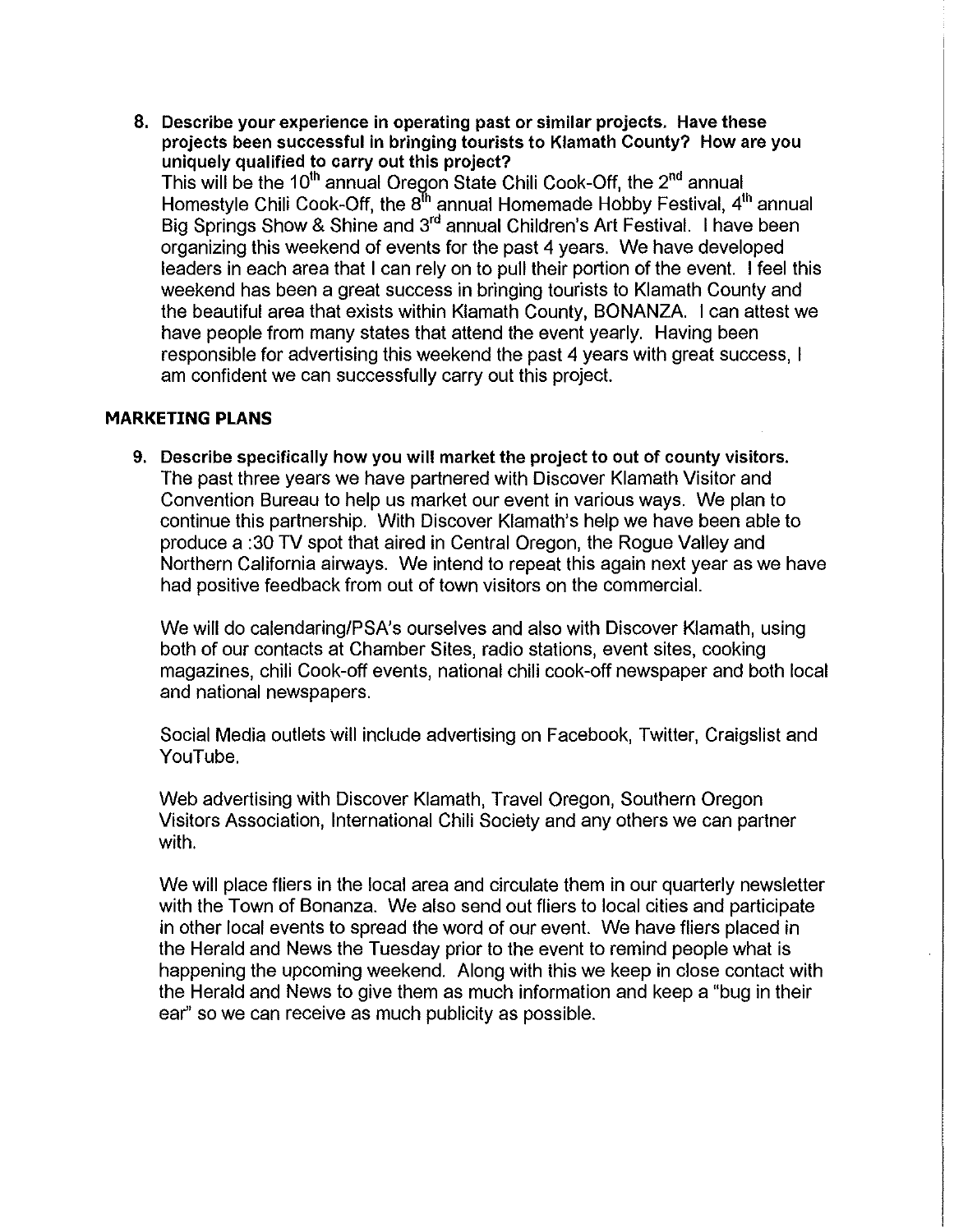8. **Describe your experience in operating past or similar projects. Have these projects been successful in bringing tourists to Klamath County? How are you uniquely qualified to carry out this project?**
   This will be the 10th annual Oregon State Chili Cook-Off, the 2nd annual Homestyle Chili Cook-Off, the 8th annual Homemade Hobby Festival, 4th annual Big Springs Show & Shine and 3rd annual Children's Art Festival. I have been organizing this weekend of events for the past 4 years. We have developed leaders in each area that I can rely on to pull their portion of the event. I feel this weekend has been a great success in bringing tourists to Klamath County and the beautiful area that exists within Klamath County, BONANZA. I can attest we have people from many states that attend the event yearly. Having been responsible for advertising this weekend the past 4 years with great success, I am confident we can successfully carry out this project.

## MARKETING PLANS

9. **Describe specifically how you will market the project to out of county visitors.**
   The past three years we have partnered with Discover Klamath Visitor and Convention Bureau to help us market our event in various ways. We plan to continue this partnership. With Discover Klamath's help we have been able to produce a :30 TV spot that aired in Central Oregon, the Rogue Valley and Northern California airways. We intend to repeat this again next year as we have had positive feedback from out of town visitors on the commercial.

   We will do calendaring/PSA's ourselves and also with Discover Klamath, using both of our contacts at Chamber Sites, radio stations, event sites, cooking magazines, chili Cook-off events, national chili cook-off newspaper and both local and national newspapers.

   Social Media outlets will include advertising on Facebook, Twitter, Craigslist and YouTube.

   Web advertising with Discover Klamath, Travel Oregon, Southern Oregon Visitors Association, International Chili Society and any others we can partner with.

   We will place fliers in the local area and circulate them in our quarterly newsletter with the Town of Bonanza. We also send out fliers to local cities and participate in other local events to spread the word of our event. We have fliers placed in the Herald and News the Tuesday prior to the event to remind people what is happening the upcoming weekend. Along with this we keep in close contact with the Herald and News to give them as much information and keep a "bug in their ear" so we can receive as much publicity as possible.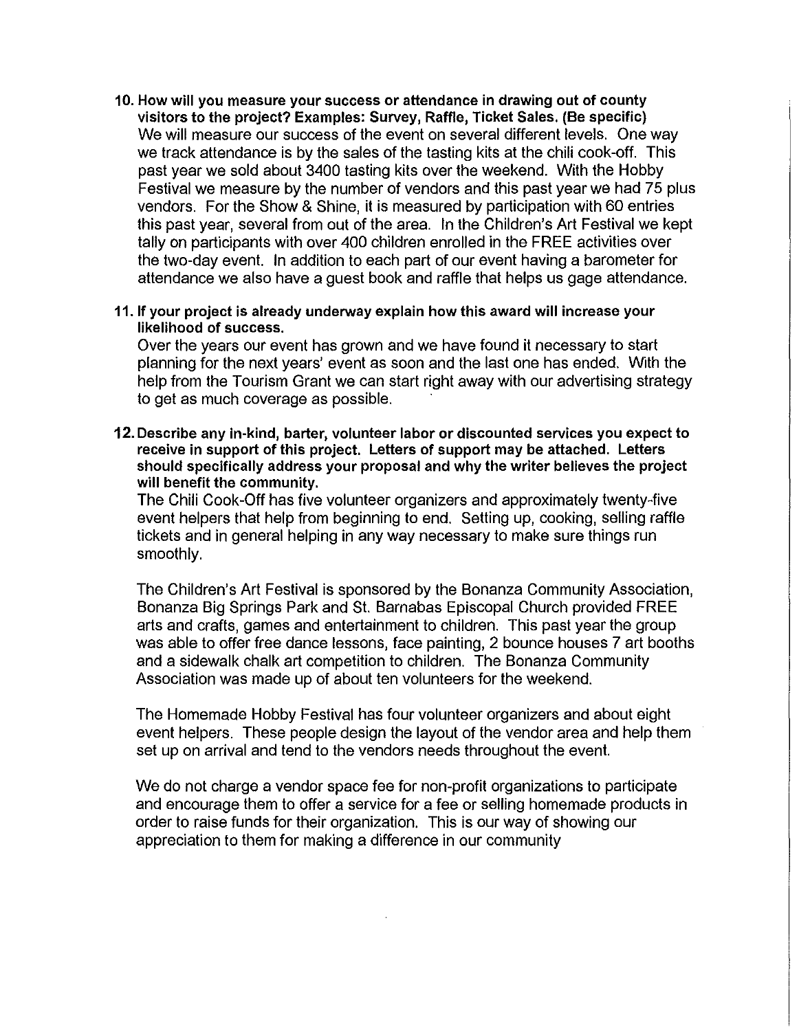**10. How will you measure your success or attendance in drawing out of county visitors to the project? Examples: Survey, Raffle, Ticket Sales. (Be specific)**

We will measure our success of the event on several different levels. One way we track attendance is by the sales of the tasting kits at the chili cook-off. This past year we sold about 3400 tasting kits over the weekend. With the Hobby Festival we measure by the number of vendors and this past year we had 75 plus vendors. For the Show & Shine, it is measured by participation with 60 entries this past year, several from out of the area. In the Children's Art Festival we kept tally on participants with over 400 children enrolled in the FREE activities over the two-day event. In addition to each part of our event having a barometer for attendance we also have a guest book and raffle that helps us gage attendance.

**11. If your project is already underway explain how this award will increase your likelihood of success.**

Over the years our event has grown and we have found it necessary to start planning for the next years' event as soon and the last one has ended. With the help from the Tourism Grant we can start right away with our advertising strategy to get as much coverage as possible.

**12. Describe any in-kind, barter, volunteer labor or discounted services you expect to receive in support of this project. Letters of support may be attached. Letters should specifically address your proposal and why the writer believes the project will benefit the community.**

The Chili Cook-Off has five volunteer organizers and approximately twenty-five event helpers that help from beginning to end. Setting up, cooking, selling raffle tickets and in general helping in any way necessary to make sure things run smoothly.

The Children's Art Festival is sponsored by the Bonanza Community Association, Bonanza Big Springs Park and St. Barnabas Episcopal Church provided FREE arts and crafts, games and entertainment to children. This past year the group was able to offer free dance lessons, face painting, 2 bounce houses 7 art booths and a sidewalk chalk art competition to children. The Bonanza Community Association was made up of about ten volunteers for the weekend.

The Homemade Hobby Festival has four volunteer organizers and about eight event helpers. These people design the layout of the vendor area and help them set up on arrival and tend to the vendors needs throughout the event.

We do not charge a vendor space fee for non-profit organizations to participate and encourage them to offer a service for a fee or selling homemade products in order to raise funds for their organization. This is our way of showing our appreciation to them for making a difference in our community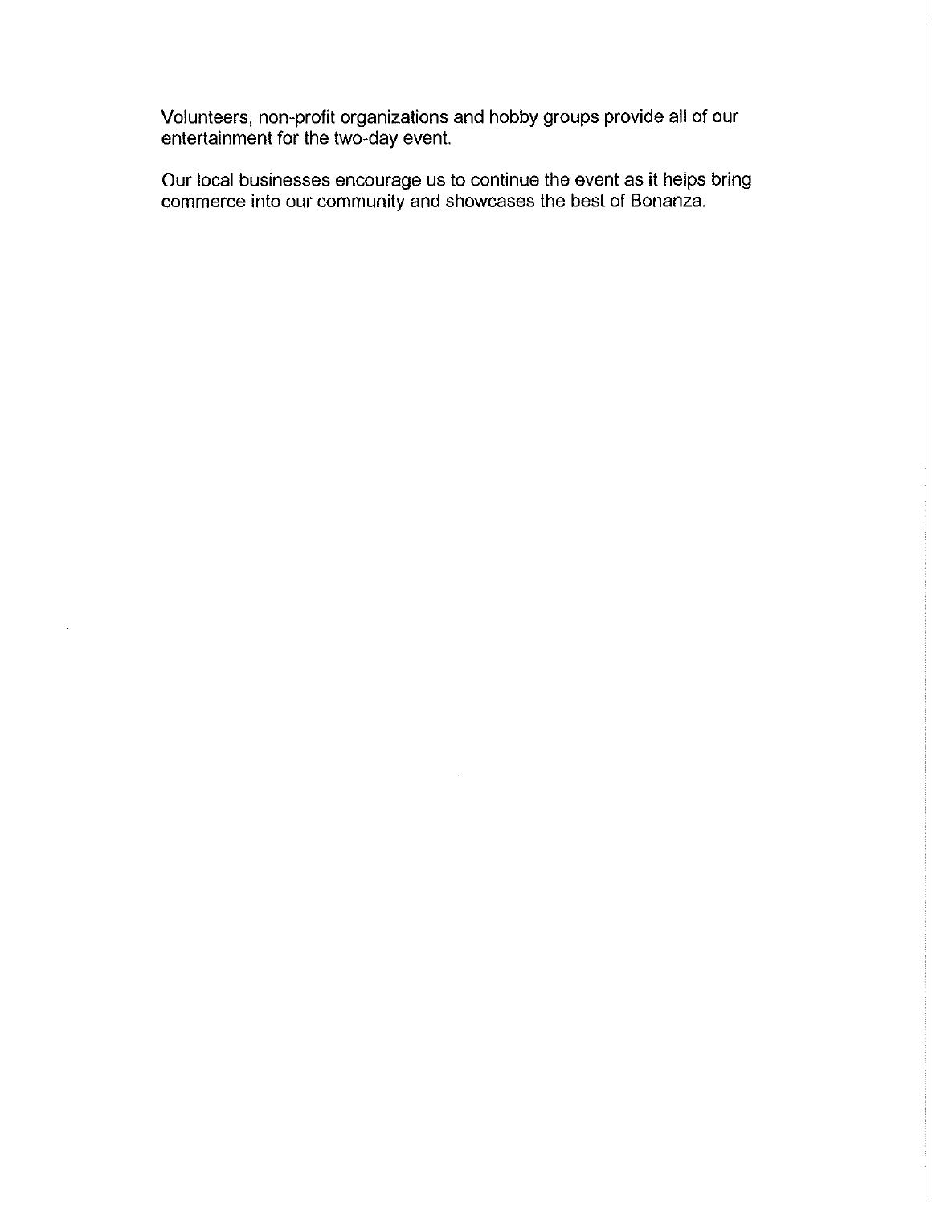Volunteers, non-profit organizations and hobby groups provide all of our entertainment for the two-day event.

Our local businesses encourage us to continue the event as it helps bring commerce into our community and showcases the best of Bonanza.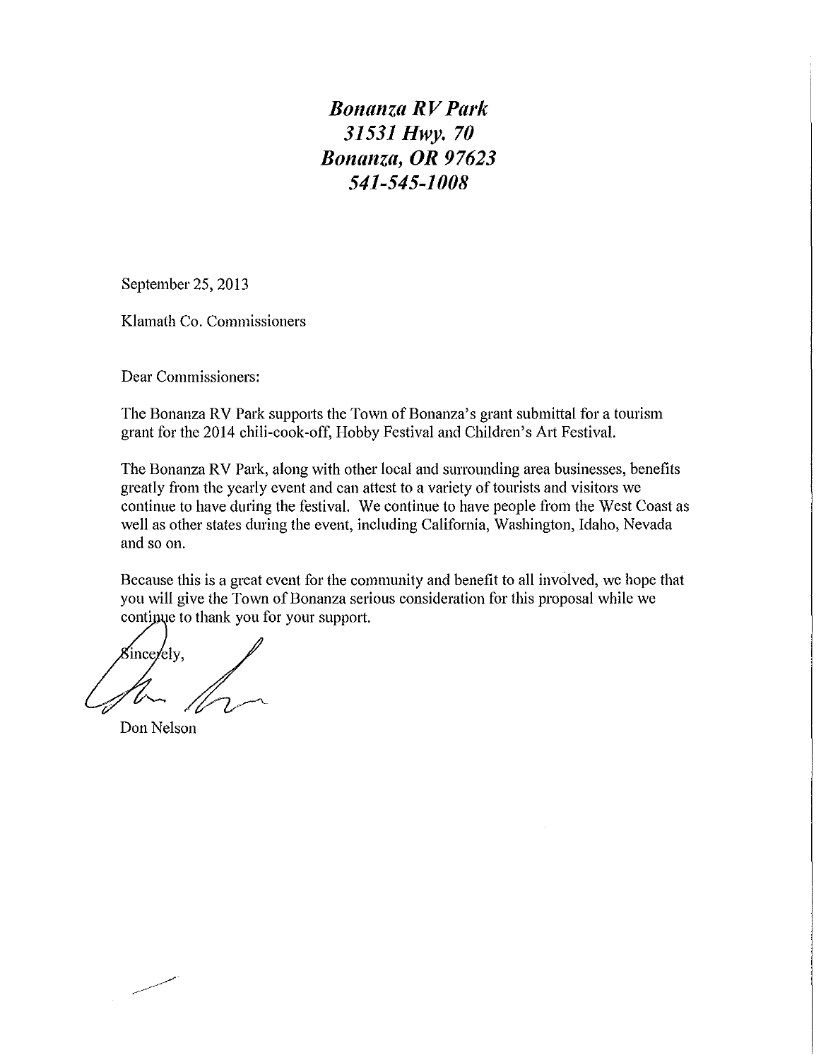***Bonanza RV Park***
***31531 Hwy. 70***
***Bonanza, OR 97623***
***541-545-1008***

September 25, 2013

Klamath Co. Commissioners

Dear Commissioners:

The Bonanza RV Park supports the Town of Bonanza's grant submittal for a tourism grant for the 2014 chili-cook-off, Hobby Festival and Children's Art Festival.

The Bonanza RV Park, along with other local and surrounding area businesses, benefits greatly from the yearly event and can attest to a variety of tourists and visitors we continue to have during the festival. We continue to have people from the West Coast as well as other states during the event, including California, Washington, Idaho, Nevada and so on.

Because this is a great event for the community and benefit to all involved, we hope that you will give the Town of Bonanza serious consideration for this proposal while we continue to thank you for your support.

Sincerely,

Don Nelson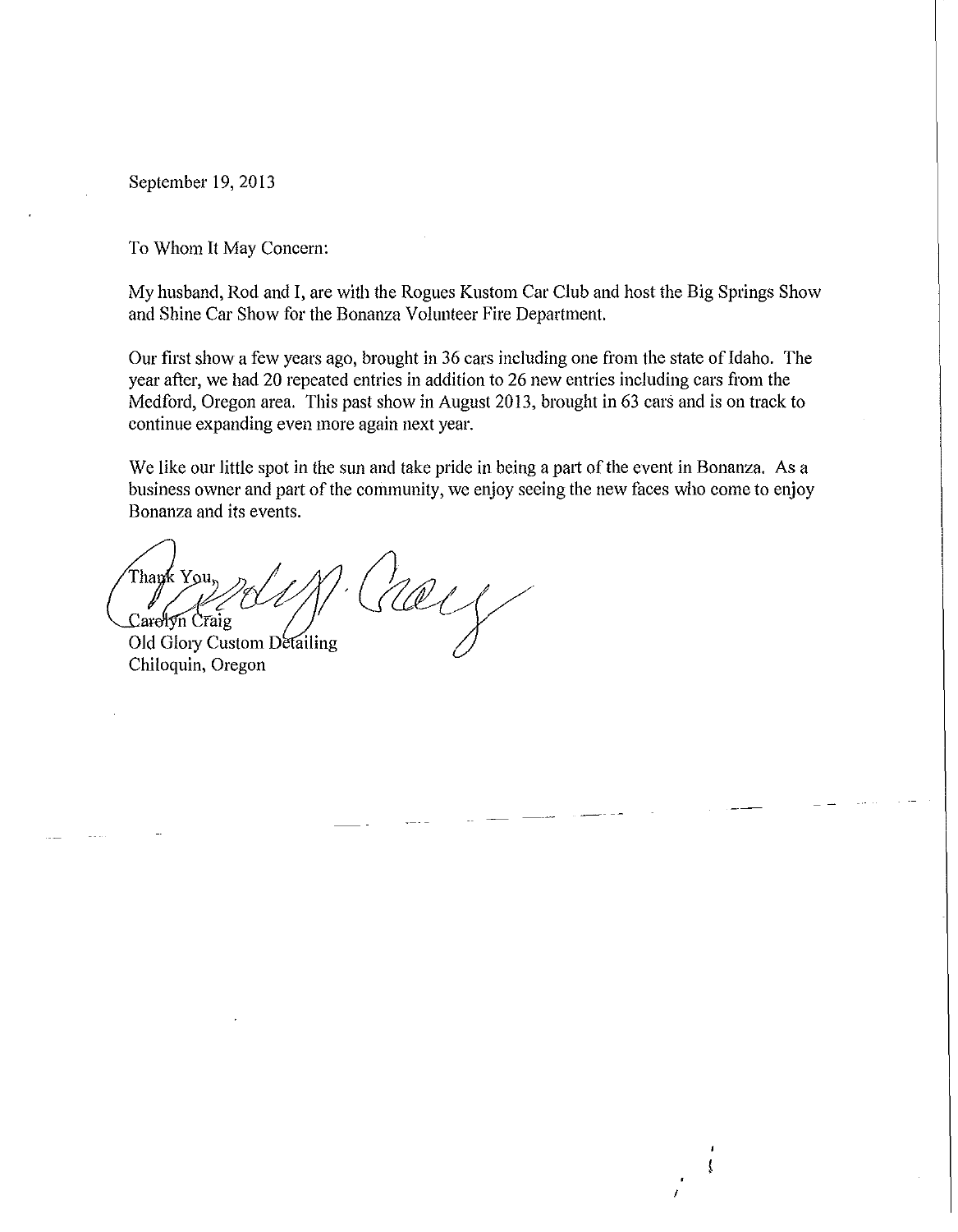September 19, 2013

To Whom It May Concern:

My husband, Rod and I, are with the Rogues Kustom Car Club and host the Big Springs Show and Shine Car Show for the Bonanza Volunteer Fire Department.

Our first show a few years ago, brought in 36 cars including one from the state of Idaho. The year after, we had 20 repeated entries in addition to 26 new entries including cars from the Medford, Oregon area. This past show in August 2013, brought in 63 cars and is on track to continue expanding even more again next year.

We like our little spot in the sun and take pride in being a part of the event in Bonanza. As a business owner and part of the community, we enjoy seeing the new faces who come to enjoy Bonanza and its events.

Thank You,

Carolyn Craig
Old Glory Custom Detailing
Chiloquin, Oregon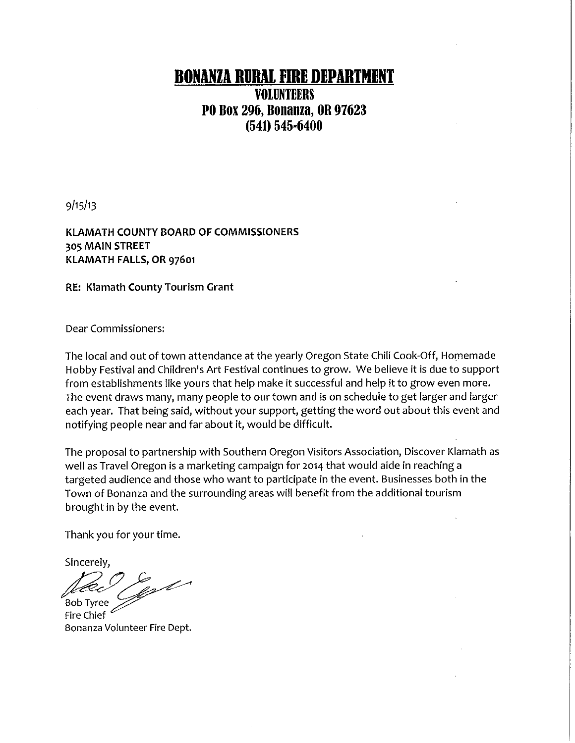# BONANZA RURAL FIRE DEPARTMENT

## VOLUNTEERS

## PO Box 296, Bonanza, OR 97623

## (541) 545-6400

9/15/13

KLAMATH COUNTY BOARD OF COMMISSIONERS
305 MAIN STREET
KLAMATH FALLS, OR 97601

RE: Klamath County Tourism Grant

Dear Commissioners:

The local and out of town attendance at the yearly Oregon State Chili Cook-Off, Homemade Hobby Festival and Children's Art Festival continues to grow. We believe it is due to support from establishments like yours that help make it successful and help it to grow even more. The event draws many, many people to our town and is on schedule to get larger and larger each year. That being said, without your support, getting the word out about this event and notifying people near and far about it, would be difficult.

The proposal to partnership with Southern Oregon Visitors Association, Discover Klamath as well as Travel Oregon is a marketing campaign for 2014 that would aide in reaching a targeted audience and those who want to participate in the event. Businesses both in the Town of Bonanza and the surrounding areas will benefit from the additional tourism brought in by the event.

Thank you for your time.

Sincerely,

Bob Tyree
Fire Chief
Bonanza Volunteer Fire Dept.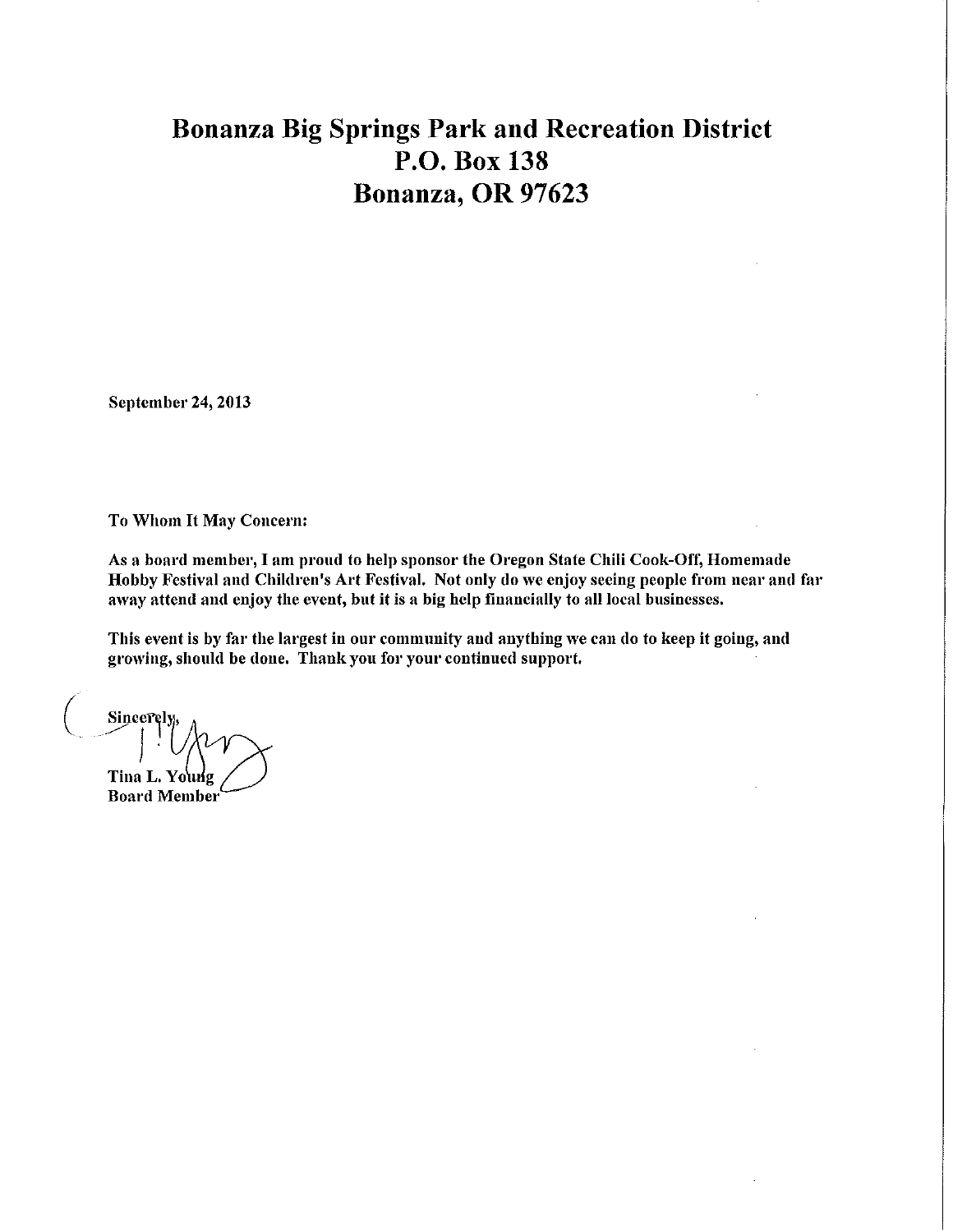# Bonanza Big Springs Park and Recreation District
# P.O. Box 138
# Bonanza, OR 97623

September 24, 2013

To Whom It May Concern:

As a board member, I am proud to help sponsor the Oregon State Chili Cook-Off, Homemade Hobby Festival and Children's Art Festival. Not only do we enjoy seeing people from near and far away attend and enjoy the event, but it is a big help financially to all local businesses.

This event is by far the largest in our community and anything we can do to keep it going, and growing, should be done. Thank you for your continued support.

Sincerely,

Tina L. Young
Board Member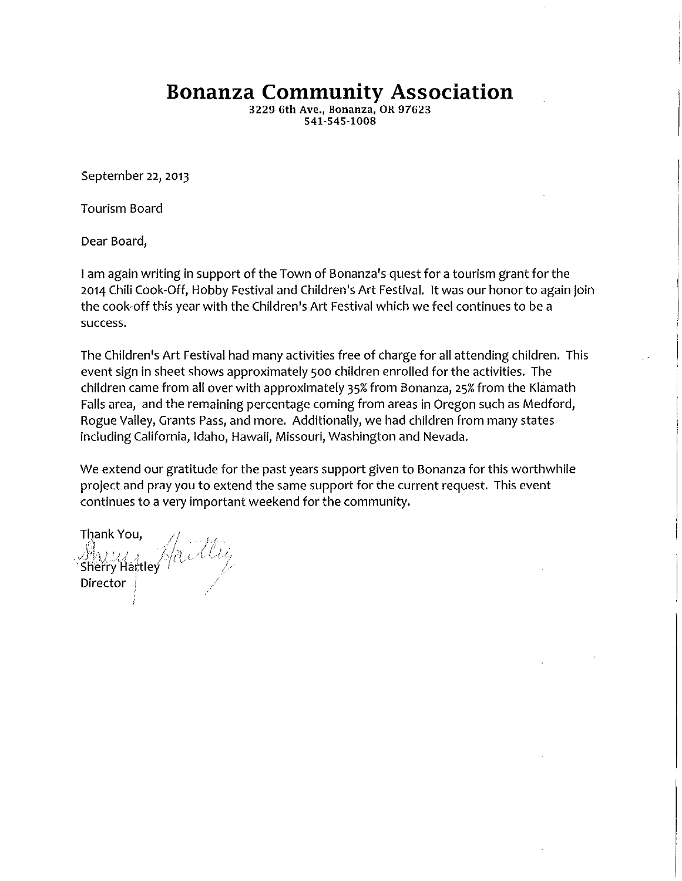# Bonanza Community Association

3229 6th Ave., Bonanza, OR 97623
541-545-1008

September 22, 2013

Tourism Board

Dear Board,

I am again writing in support of the Town of Bonanza's quest for a tourism grant for the 2014 Chili Cook-Off, Hobby Festival and Children's Art Festival. It was our honor to again join the cook-off this year with the Children's Art Festival which we feel continues to be a success.

The Children's Art Festival had many activities free of charge for all attending children. This event sign in sheet shows approximately 500 children enrolled for the activities. The children came from all over with approximately 35% from Bonanza, 25% from the Klamath Falls area, and the remaining percentage coming from areas in Oregon such as Medford, Rogue Valley, Grants Pass, and more. Additionally, we had children from many states including California, Idaho, Hawaii, Missouri, Washington and Nevada.

We extend our gratitude for the past years support given to Bonanza for this worthwhile project and pray you to extend the same support for the current request. This event continues to a very important weekend for the community.

Thank You,

Sherry Hartley
Director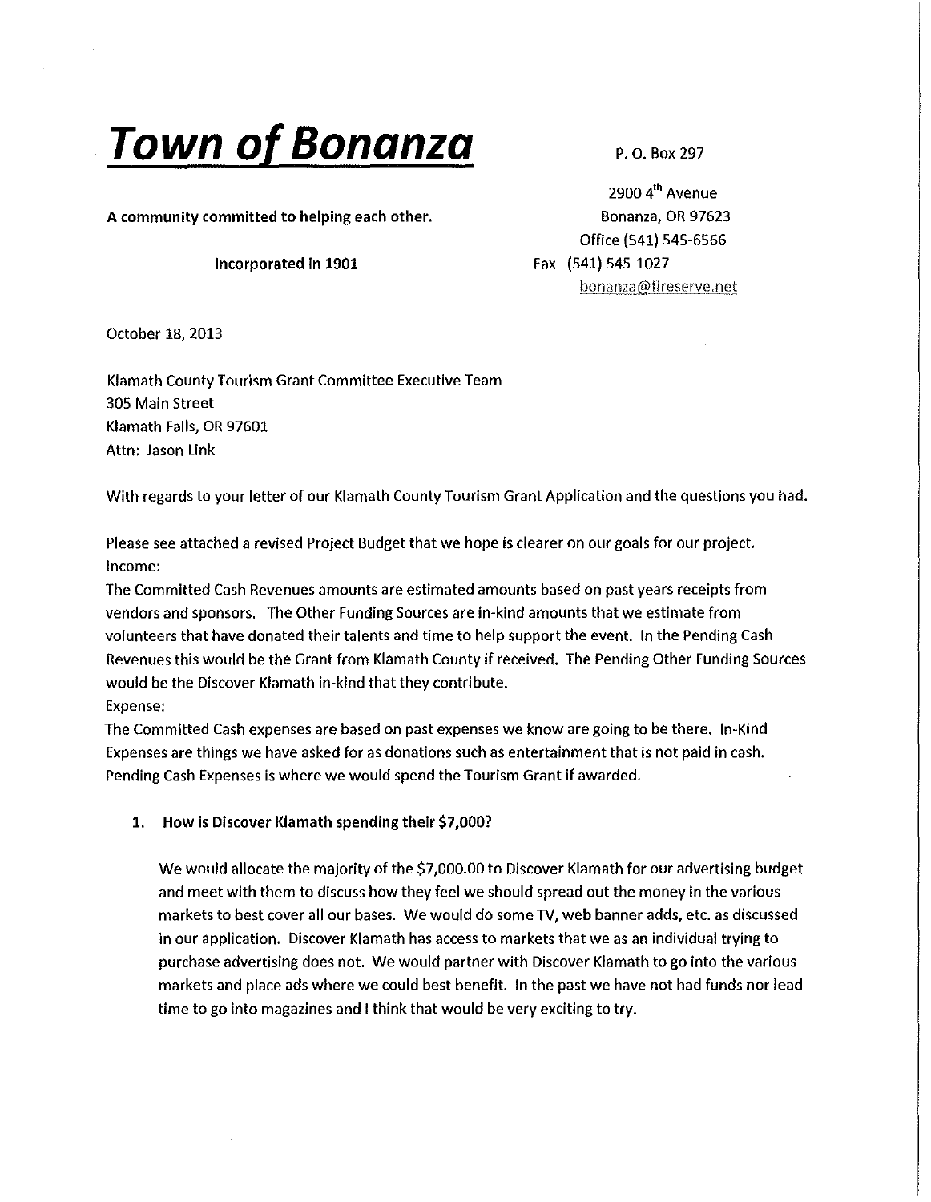# ***Town of Bonanza***

**A community committed to helping each other.**

**Incorporated in 1901**

P. O. Box 297
2900 4th Avenue
Bonanza, OR 97623
Office (541) 545-6566
Fax (541) 545-1027
bonanza@fireserve.net

October 18, 2013

Klamath County Tourism Grant Committee Executive Team
305 Main Street
Klamath Falls, OR 97601
Attn: Jason Link

With regards to your letter of our Klamath County Tourism Grant Application and the questions you had.

Please see attached a revised Project Budget that we hope is clearer on our goals for our project.
Income:
The Committed Cash Revenues amounts are estimated amounts based on past years receipts from vendors and sponsors. The Other Funding Sources are in-kind amounts that we estimate from volunteers that have donated their talents and time to help support the event. In the Pending Cash Revenues this would be the Grant from Klamath County if received. The Pending Other Funding Sources would be the Discover Klamath in-kind that they contribute.
Expense:
The Committed Cash expenses are based on past expenses we know are going to be there. In-Kind Expenses are things we have asked for as donations such as entertainment that is not paid in cash. Pending Cash Expenses is where we would spend the Tourism Grant if awarded.

1. **How is Discover Klamath spending their $7,000?**

   We would allocate the majority of the $7,000.00 to Discover Klamath for our advertising budget and meet with them to discuss how they feel we should spread out the money in the various markets to best cover all our bases. We would do some TV, web banner adds, etc. as discussed in our application. Discover Klamath has access to markets that we as an individual trying to purchase advertising does not. We would partner with Discover Klamath to go into the various markets and place ads where we could best benefit. In the past we have not had funds nor lead time to go into magazines and I think that would be very exciting to try.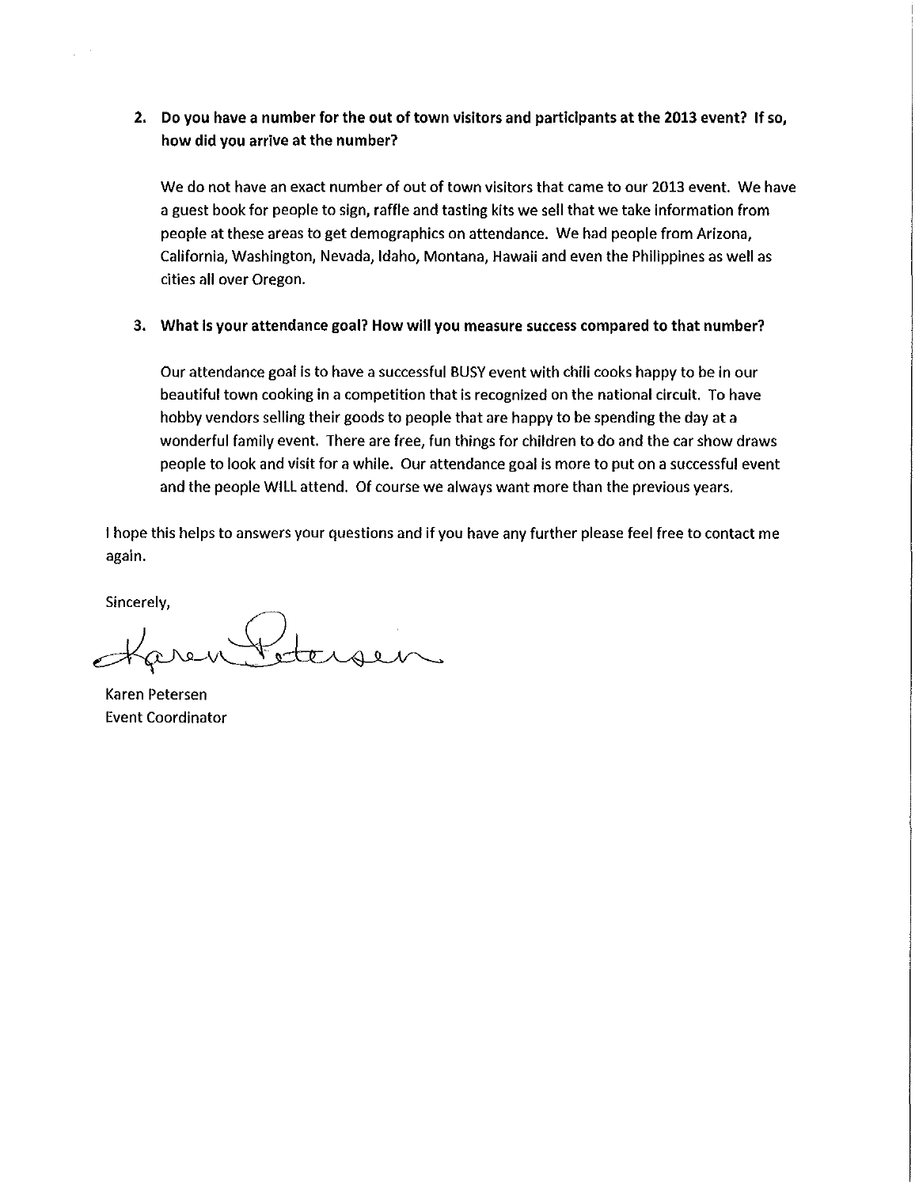2. **Do you have a number for the out of town visitors and participants at the 2013 event? If so, how did you arrive at the number?**

   We do not have an exact number of out of town visitors that came to our 2013 event. We have a guest book for people to sign, raffle and tasting kits we sell that we take information from people at these areas to get demographics on attendance. We had people from Arizona, California, Washington, Nevada, Idaho, Montana, Hawaii and even the Philippines as well as cities all over Oregon.

3. **What is your attendance goal? How will you measure success compared to that number?**

   Our attendance goal is to have a successful BUSY event with chili cooks happy to be in our beautiful town cooking in a competition that is recognized on the national circuit. To have hobby vendors selling their goods to people that are happy to be spending the day at a wonderful family event. There are free, fun things for children to do and the car show draws people to look and visit for a while. Our attendance goal is more to put on a successful event and the people WILL attend. Of course we always want more than the previous years.

I hope this helps to answers your questions and if you have any further please feel free to contact me again.

Sincerely,

Karen Petersen

Karen Petersen
Event Coordinator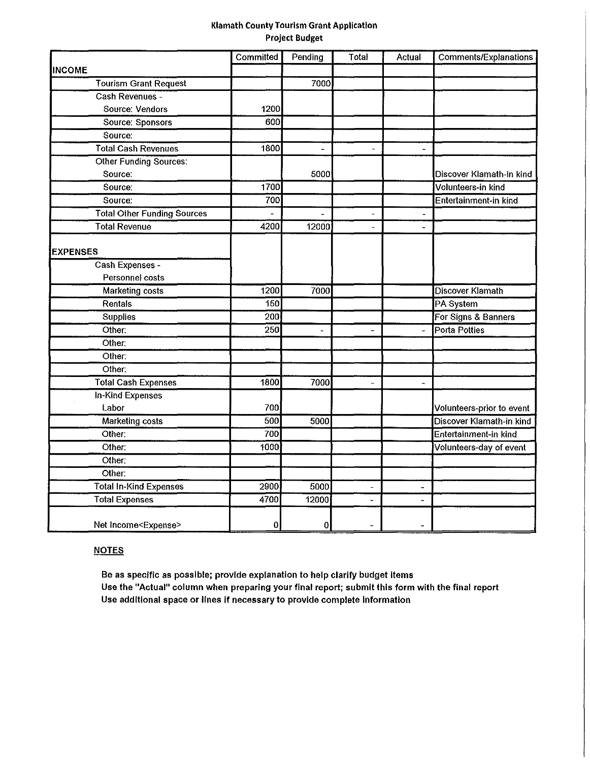# Klamath County Tourism Grant Application

## Project Budget

| | Committed | Pending | Total | Actual | Comments/Explanations |
|---|---|---|---|---|---|
| **INCOME** | | | | | |
| Tourism Grant Request | | 7000 | | | |
| Cash Revenues - | | | | | |
| Source: Vendors | 1200 | | | | |
| Source: Sponsors | 600 | | | | |
| Source: | | | | | |
| Total Cash Revenues | 1800 | - | - | - | |
| Other Funding Sources: | | | | | |
| Source: | | 5000 | | | Discover Klamath-in kind |
| Source: | 1700 | | | | Volunteers-in kind |
| Source: | 700 | | | | Entertainment-in kind |
| Total Other Funding Sources | - | - | - | - | |
| Total Revenue | 4200 | 12000 | - | - | |
| **EXPENSES** | | | | | |
| Cash Expenses - | | | | | |
| Personnel costs | | | | | |
| Marketing costs | 1200 | 7000 | | | Discover Klamath |
| Rentals | 150 | | | | PA System |
| Supplies | 200 | | | | For Signs & Banners |
| Other: | 250 | - | - | - | Porta Potties |
| Other: | | | | | |
| Other: | | | | | |
| Other: | | | | | |
| Total Cash Expenses | 1800 | 7000 | - | - | |
| In-Kind Expenses | | | | | |
| Labor | 700 | | | | Volunteers-prior to event |
| Marketing costs | 500 | 5000 | | | Discover Klamath-in kind |
| Other: | 700 | | | | Entertainment-in kind |
| Other: | 1000 | | | | Volunteers-day of event |
| Other: | | | | | |
| Other: | | | | | |
| Total In-Kind Expenses | 2900 | 5000 | - | - | |
| Total Expenses | 4700 | 12000 | - | - | |
| Net Income<Expense> | 0 | 0 | - | - | |

**NOTES**

**Be as specific as possible; provide explanation to help clarify budget items**
**Use the "Actual" column when preparing your final report; submit this form with the final report**
**Use additional space or lines if necessary to provide complete information**